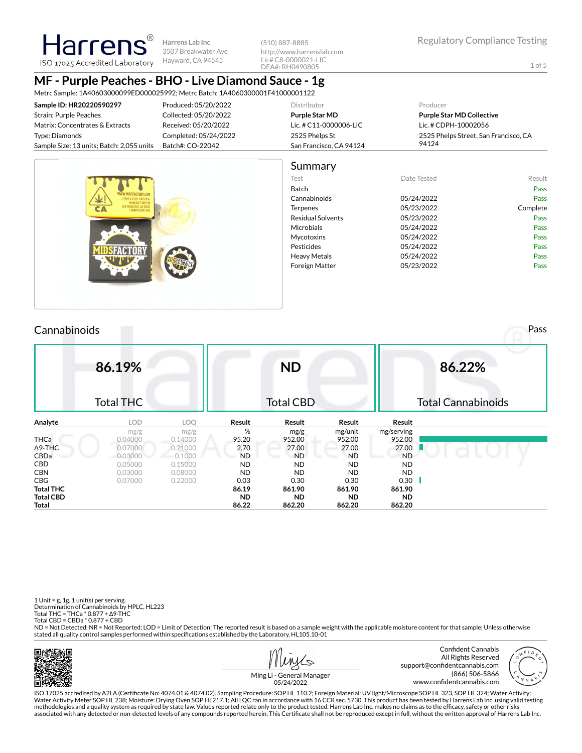# Harrens

ISO 17025 Accredited Laboratory

Harrens Lab Inc
3507 Breakwater Ave
Hayward, CA 94545

(510) 887-8885
http://www.harrenslab.com
Lic# C8-0000021-LIC
DEA#: RH0490805

Regulatory Compliance Testing

## MF - Purple Peaches - BHO - Live Diamond Sauce - 1g

Metrc Sample: 1A40603000099ED000025992; Metrc Batch: 1A4060300001F41000001122

| | | Distributor | Producer |
|---|---|---|---|
| **Sample ID: HR20220590297** | Produced: 05/20/2022 | **Purple Star MD** | **Purple Star MD Collective** |
| Strain: Purple Peaches | Collected: 05/20/2022 | Lic. # C11-0000006-LIC | Lic. # CDPH-10002056 |
| Matrix: Concentrates & Extracts | Received: 05/20/2022 | 2525 Phelps St | 2525 Phelps Street, San Francisco, CA 94124 |
| Type: Diamonds | Completed: 05/24/2022 | San Francisco, CA 94124 | |
| Sample Size: 13 units; Batch: 2,055 units | Batch#: CO-22042 | | |

## Summary

| Test | Date Tested | Result |
|---|---|---|
| Batch | | Pass |
| Cannabinoids | 05/24/2022 | Pass |
| Terpenes | 05/23/2022 | Complete |
| Residual Solvents | 05/23/2022 | Pass |
| Microbials | 05/24/2022 | Pass |
| Mycotoxins | 05/24/2022 | Pass |
| Pesticides | 05/24/2022 | Pass |
| Heavy Metals | 05/24/2022 | Pass |
| Foreign Matter | 05/23/2022 | Pass |

## Cannabinoids

Pass

| Total THC | Total CBD | Total Cannabinoids |
|---|---|---|
| **86.19%** | **ND** | **86.22%** |

| Analyte | LOD | LOQ | Result | Result | Result | Result |
|---|---|---|---|---|---|---|
| | mg/g | mg/g | % | mg/g | mg/unit | mg/serving |
| THCa | 0.04000 | 0.14000 | 95.20 | 952.00 | 952.00 | 952.00 |
| Δ9-THC | 0.07000 | 0.21000 | 2.70 | 27.00 | 27.00 | 27.00 |
| CBDa | 0.03000 | 0.1000 | ND | ND | ND | ND |
| CBD | 0.05000 | 0.15000 | ND | ND | ND | ND |
| CBN | 0.03000 | 0.08000 | ND | ND | ND | ND |
| CBG | 0.07000 | 0.22000 | 0.03 | 0.30 | 0.30 | 0.30 |
| **Total THC** | | | **86.19** | **861.90** | **861.90** | **861.90** |
| **Total CBD** | | | **ND** | **ND** | **ND** | **ND** |
| **Total** | | | **86.22** | **862.20** | **862.20** | **862.20** |

1 Unit = g, 1g. 1 unit(s) per serving.
Determination of Cannabinoids by HPLC, HL223
Total THC = THCa * 0.877 + Δ9-THC
Total CBD = CBDa * 0.877 + CBD
ND = Not Detected; NR = Not Reported; LOD = Limit of Detection; The reported result is based on a sample weight with the applicable moisture content for that sample; Unless otherwise stated all quality control samples performed within specifications established by the Laboratory. HL105.10-01

Ming Li - General Manager
05/24/2022

Confident Cannabis
All Rights Reserved
support@confidentcannabis.com
(866) 506-5866
www.confidentcannabis.com

ISO 17025 accredited by A2LA (Certificate No: 4074.01 & 4074.02). Sampling Procedure: SOP HL 110.2; Foreign Material: UV light/Microscope SOP HL 323, SOP HL 324; Water Activity: Water Activity Meter SOP HL 238; Moisture: Drying Oven SOP HL217.1; All LQC ran in accordance with 16 CCR sec. 5730. This product has been tested by Harrens Lab Inc. using valid testing methodologies and a quality system as required by state law. Values reported relate only to the product tested. Harrens Lab Inc. makes no claims as to the efficacy, safety or other risks associated with any detected or non-detected levels of any compounds reported herein. This Certificate shall not be reproduced except in full, without the written approval of Harrens Lab Inc.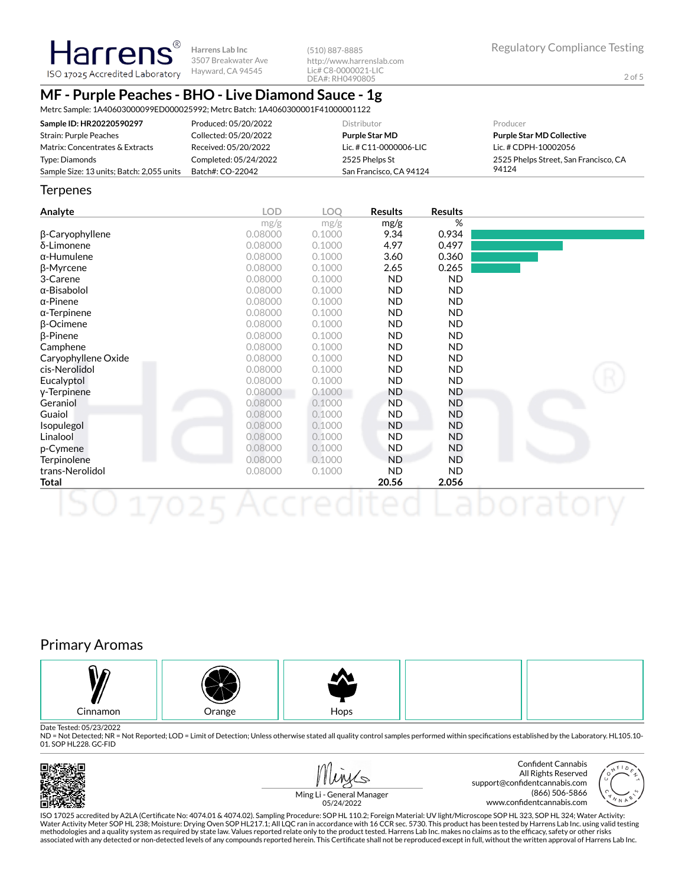Harrens
ISO 17025 Accredited Laboratory

Harrens Lab Inc
3507 Breakwater Ave
Hayward, CA 94545

(510) 887-8885
http://www.harrenslab.com
Lic# C8-0000021-LIC
DEA#: RH0490805

Regulatory Compliance Testing

# MF - Purple Peaches - BHO - Live Diamond Sauce - 1g

Metrc Sample: 1A40603000099ED000025992; Metrc Batch: 1A4060300001F41000001122

| | | Distributor | Producer |
|---|---|---|---|
| **Sample ID: HR20220590297** | Produced: 05/20/2022 | **Purple Star MD** | **Purple Star MD Collective** |
| Strain: Purple Peaches | Collected: 05/20/2022 | Lic. # C11-0000006-LIC | Lic. # CDPH-10002056 |
| Matrix: Concentrates & Extracts | Received: 05/20/2022 | 2525 Phelps St | 2525 Phelps Street, San Francisco, CA 94124 |
| Type: Diamonds | Completed: 05/24/2022 | San Francisco, CA 94124 | |
| Sample Size: 13 units; Batch: 2,055 units | Batch#: CO-22042 | | |

## Terpenes

| Analyte | LOD mg/g | LOQ mg/g | Results mg/g | Results % |
|---|---|---|---|---|
| β-Caryophyllene | 0.08000 | 0.1000 | 9.34 | 0.934 |
| δ-Limonene | 0.08000 | 0.1000 | 4.97 | 0.497 |
| α-Humulene | 0.08000 | 0.1000 | 3.60 | 0.360 |
| β-Myrcene | 0.08000 | 0.1000 | 2.65 | 0.265 |
| 3-Carene | 0.08000 | 0.1000 | ND | ND |
| α-Bisabolol | 0.08000 | 0.1000 | ND | ND |
| α-Pinene | 0.08000 | 0.1000 | ND | ND |
| α-Terpinene | 0.08000 | 0.1000 | ND | ND |
| β-Ocimene | 0.08000 | 0.1000 | ND | ND |
| β-Pinene | 0.08000 | 0.1000 | ND | ND |
| Camphene | 0.08000 | 0.1000 | ND | ND |
| Caryophyllene Oxide | 0.08000 | 0.1000 | ND | ND |
| cis-Nerolidol | 0.08000 | 0.1000 | ND | ND |
| Eucalyptol | 0.08000 | 0.1000 | ND | ND |
| γ-Terpinene | 0.08000 | 0.1000 | ND | ND |
| Geraniol | 0.08000 | 0.1000 | ND | ND |
| Guaiol | 0.08000 | 0.1000 | ND | ND |
| Isopulegol | 0.08000 | 0.1000 | ND | ND |
| Linalool | 0.08000 | 0.1000 | ND | ND |
| p-Cymene | 0.08000 | 0.1000 | ND | ND |
| Terpinolene | 0.08000 | 0.1000 | ND | ND |
| trans-Nerolidol | 0.08000 | 0.1000 | ND | ND |
| **Total** | | | **20.56** | **2.056** |

## Primary Aromas

Cinnamon | Orange | Hops

Date Tested: 05/23/2022
ND = Not Detected; NR = Not Reported; LOD = Limit of Detection; Unless otherwise stated all quality control samples performed within specifications established by the Laboratory. HL105.10-01. SOP HL228. GC-FID

Ming Li - General Manager
05/24/2022

Confident Cannabis
All Rights Reserved
support@confidentcannabis.com
(866) 506-5866
www.confidentcannabis.com

ISO 17025 accredited by A2LA (Certificate No: 4074.01 & 4074.02). Sampling Procedure: SOP HL 110.2; Foreign Material: UV light/Microscope SOP HL 323, SOP HL 324; Water Activity: Water Activity Meter SOP HL 238; Moisture: Drying Oven SOP HL217.1; All LQC ran in accordance with 16 CCR sec. 5730. This product has been tested by Harrens Lab Inc. using valid testing methodologies and a quality system as required by state law. Values reported relate only to the product tested. Harrens Lab Inc. makes no claims as to the efficacy, safety or other risks associated with any detected or non-detected levels of any compounds reported herein. This Certificate shall not be reproduced except in full, without the written approval of Harrens Lab Inc.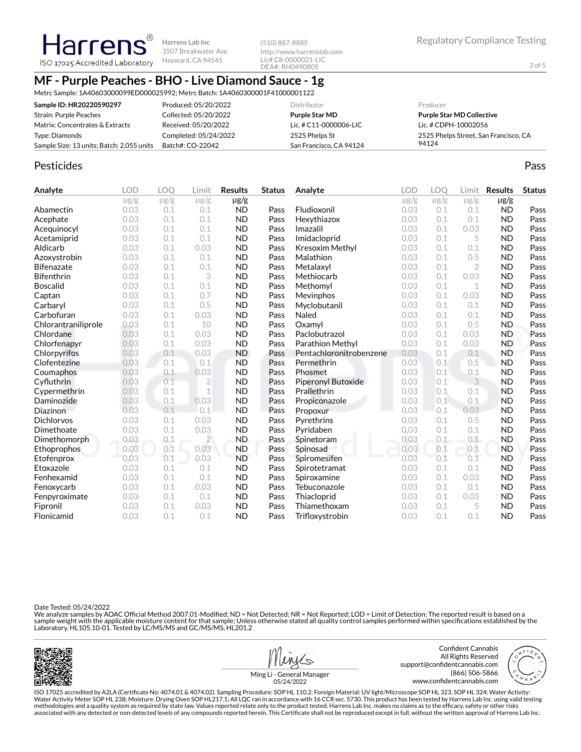Harrens® ISO 17025 Accredited Laboratory

Harrens Lab Inc
3507 Breakwater Ave
Hayward, CA 94545

(510) 887-8885
http://www.harrenslab.com
Lic# C8-0000021-LIC
DEA#: RH0490805

Regulatory Compliance Testing

# MF - Purple Peaches - BHO - Live Diamond Sauce - 1g

Metrc Sample: 1A40603000099ED000025992; Metrc Batch: 1A4060300001F41000001122

| | | Distributor | Producer |
|---|---|---|---|
| **Sample ID: HR20220590297** | Produced: 05/20/2022 | **Purple Star MD** | **Purple Star MD Collective** |
| Strain: Purple Peaches | Collected: 05/20/2022 | Lic. # C11-0000006-LIC | Lic. # CDPH-10002056 |
| Matrix: Concentrates & Extracts | Received: 05/20/2022 | 2525 Phelps St | 2525 Phelps Street, San Francisco, CA 94124 |
| Type: Diamonds | Completed: 05/24/2022 | San Francisco, CA 94124 | |
| Sample Size: 13 units; Batch: 2,055 units | Batch#: CO-22042 | | |

## Pesticides

Pass

| Analyte | LOD µg/g | LOQ µg/g | Limit µg/g | Results µg/g | Status |
|---|---|---|---|---|---|
| Abamectin | 0.03 | 0.1 | 0.1 | ND | Pass |
| Acephate | 0.03 | 0.1 | 0.1 | ND | Pass |
| Acequinocyl | 0.03 | 0.1 | 0.1 | ND | Pass |
| Acetamiprid | 0.03 | 0.1 | 0.1 | ND | Pass |
| Aldicarb | 0.03 | 0.1 | 0.03 | ND | Pass |
| Azoxystrobin | 0.03 | 0.1 | 0.1 | ND | Pass |
| Bifenazate | 0.03 | 0.1 | 0.1 | ND | Pass |
| Bifenthrin | 0.03 | 0.1 | 3 | ND | Pass |
| Boscalid | 0.03 | 0.1 | 0.1 | ND | Pass |
| Captan | 0.03 | 0.1 | 0.7 | ND | Pass |
| Carbaryl | 0.03 | 0.1 | 0.5 | ND | Pass |
| Carbofuran | 0.03 | 0.1 | 0.03 | ND | Pass |
| Chlorantraniliprole | 0.03 | 0.1 | 10 | ND | Pass |
| Chlordane | 0.03 | 0.1 | 0.03 | ND | Pass |
| Chlorfenapyr | 0.03 | 0.1 | 0.03 | ND | Pass |
| Chlorpyrifos | 0.03 | 0.1 | 0.03 | ND | Pass |
| Clofentezine | 0.03 | 0.1 | 0.1 | ND | Pass |
| Coumaphos | 0.03 | 0.1 | 0.03 | ND | Pass |
| Cyfluthrin | 0.03 | 0.1 | 2 | ND | Pass |
| Cypermethrin | 0.03 | 0.1 | 1 | ND | Pass |
| Daminozide | 0.03 | 0.1 | 0.03 | ND | Pass |
| Diazinon | 0.03 | 0.1 | 0.1 | ND | Pass |
| Dichlorvos | 0.03 | 0.1 | 0.03 | ND | Pass |
| Dimethoate | 0.03 | 0.1 | 0.03 | ND | Pass |
| Dimethomorph | 0.03 | 0.1 | 2 | ND | Pass |
| Ethoprophos | 0.03 | 0.1 | 0.03 | ND | Pass |
| Etofenprox | 0.03 | 0.1 | 0.03 | ND | Pass |
| Etoxazole | 0.03 | 0.1 | 0.1 | ND | Pass |
| Fenhexamid | 0.03 | 0.1 | 0.1 | ND | Pass |
| Fenoxycarb | 0.03 | 0.1 | 0.03 | ND | Pass |
| Fenpyroximate | 0.03 | 0.1 | 0.1 | ND | Pass |
| Fipronil | 0.03 | 0.1 | 0.03 | ND | Pass |
| Flonicamid | 0.03 | 0.1 | 0.1 | ND | Pass |
| Fludioxonil | 0.03 | 0.1 | 0.1 | ND | Pass |
| Hexythiazox | 0.03 | 0.1 | 0.1 | ND | Pass |
| Imazalil | 0.03 | 0.1 | 0.03 | ND | Pass |
| Imidacloprid | 0.03 | 0.1 | 5 | ND | Pass |
| Kresoxim Methyl | 0.03 | 0.1 | 0.1 | ND | Pass |
| Malathion | 0.03 | 0.1 | 0.5 | ND | Pass |
| Metalaxyl | 0.03 | 0.1 | 2 | ND | Pass |
| Methiocarb | 0.03 | 0.1 | 0.03 | ND | Pass |
| Methomyl | 0.03 | 0.1 | 1 | ND | Pass |
| Mevinphos | 0.03 | 0.1 | 0.03 | ND | Pass |
| Myclobutanil | 0.03 | 0.1 | 0.1 | ND | Pass |
| Naled | 0.03 | 0.1 | 0.1 | ND | Pass |
| Oxamyl | 0.03 | 0.1 | 0.5 | ND | Pass |
| Paclobutrazol | 0.03 | 0.1 | 0.03 | ND | Pass |
| Parathion Methyl | 0.03 | 0.1 | 0.03 | ND | Pass |
| Pentachloronitrobenzene | 0.03 | 0.1 | 0.1 | ND | Pass |
| Permethrin | 0.03 | 0.1 | 0.5 | ND | Pass |
| Phosmet | 0.03 | 0.1 | 0.1 | ND | Pass |
| Piperonyl Butoxide | 0.03 | 0.1 | 3 | ND | Pass |
| Prallethrin | 0.03 | 0.1 | 0.1 | ND | Pass |
| Propiconazole | 0.03 | 0.1 | 0.1 | ND | Pass |
| Propoxur | 0.03 | 0.1 | 0.03 | ND | Pass |
| Pyrethrins | 0.03 | 0.1 | 0.5 | ND | Pass |
| Pyridaben | 0.03 | 0.1 | 0.1 | ND | Pass |
| Spinetoram | 0.03 | 0.1 | 0.1 | ND | Pass |
| Spinosad | 0.03 | 0.1 | 0.1 | ND | Pass |
| Spiromesifen | 0.03 | 0.1 | 0.1 | ND | Pass |
| Spirotetramat | 0.03 | 0.1 | 0.1 | ND | Pass |
| Spiroxamine | 0.03 | 0.1 | 0.03 | ND | Pass |
| Tebuconazole | 0.03 | 0.1 | 0.1 | ND | Pass |
| Thiacloprid | 0.03 | 0.1 | 0.03 | ND | Pass |
| Thiamethoxam | 0.03 | 0.1 | 5 | ND | Pass |
| Trifloxystrobin | 0.03 | 0.1 | 0.1 | ND | Pass |

Date Tested: 05/24/2022
We analyze samples by AOAC Official Method 2007.01-Modified; ND = Not Detected; NR = Not Reported; LOD = Limit of Detection; The reported result is based on a sample weight with the applicable moisture content for that sample; Unless otherwise stated all quality control samples performed within specifications established by the Laboratory. HL105.10-01. Tested by LC/MS/MS and GC/MS/MS, HL201.2

Ming Li - General Manager
05/24/2022

Confident Cannabis
All Rights Reserved
support@confidentcannabis.com
(866) 506-5866
www.confidentcannabis.com

ISO 17025 accredited by A2LA (Certificate No: 4074.01 & 4074.02). Sampling Procedure: SOP HL 110.2; Foreign Material: UV light/Microscope SOP HL 323, SOP HL 324; Water Activity: Water Activity Meter SOP HL 238; Moisture: Drying Oven SOP HL217.1; All LQC ran in accordance with 16 CCR sec. 5730. This product has been tested by Harrens Lab Inc. using valid testing methodologies and a quality system as required by state law. Values reported relate only to the product tested. Harrens Lab Inc. makes no claims as to the efficacy, safety or other risks associated with any detected or non-detected levels of any compounds reported herein. This Certificate shall not be reproduced except in full, without the written approval of Harrens Lab Inc.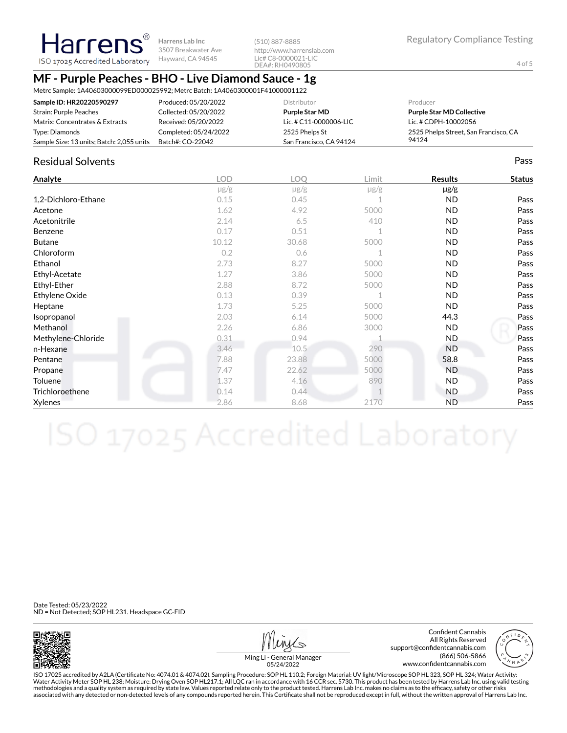Harrens® ISO 17025 Accredited Laboratory

Harrens Lab Inc
3507 Breakwater Ave
Hayward, CA 94545

(510) 887-8885
http://www.harrenslab.com
Lic# C8-0000021-LIC
DEA#: RH0490805

Regulatory Compliance Testing

# MF - Purple Peaches - BHO - Live Diamond Sauce - 1g

Metrc Sample: 1A40603000099ED000025992; Metrc Batch: 1A4060300001F41000001122

| | | Distributor | Producer |
|---|---|---|---|
| **Sample ID: HR20220590297** | Produced: 05/20/2022 | **Purple Star MD** | **Purple Star MD Collective** |
| Strain: Purple Peaches | Collected: 05/20/2022 | Lic. # C11-0000006-LIC | Lic. # CDPH-10002056 |
| Matrix: Concentrates & Extracts | Received: 05/20/2022 | 2525 Phelps St | 2525 Phelps Street, San Francisco, CA 94124 |
| Type: Diamonds | Completed: 05/24/2022 | San Francisco, CA 94124 | |
| Sample Size: 13 units; Batch: 2,055 units | Batch#: CO-22042 | | |

## Residual Solvents

Pass

| Analyte | LOD | LOQ | Limit | Results | Status |
|---|---|---|---|---|---|
| | μg/g | μg/g | μg/g | μg/g | |
| 1,2-Dichloro-Ethane | 0.15 | 0.45 | 1 | ND | Pass |
| Acetone | 1.62 | 4.92 | 5000 | ND | Pass |
| Acetonitrile | 2.14 | 6.5 | 410 | ND | Pass |
| Benzene | 0.17 | 0.51 | 1 | ND | Pass |
| Butane | 10.12 | 30.68 | 5000 | ND | Pass |
| Chloroform | 0.2 | 0.6 | 1 | ND | Pass |
| Ethanol | 2.73 | 8.27 | 5000 | ND | Pass |
| Ethyl-Acetate | 1.27 | 3.86 | 5000 | ND | Pass |
| Ethyl-Ether | 2.88 | 8.72 | 5000 | ND | Pass |
| Ethylene Oxide | 0.13 | 0.39 | 1 | ND | Pass |
| Heptane | 1.73 | 5.25 | 5000 | ND | Pass |
| Isopropanol | 2.03 | 6.14 | 5000 | 44.3 | Pass |
| Methanol | 2.26 | 6.86 | 3000 | ND | Pass |
| Methylene-Chloride | 0.31 | 0.94 | 1 | ND | Pass |
| n-Hexane | 3.46 | 10.5 | 290 | ND | Pass |
| Pentane | 7.88 | 23.88 | 5000 | 58.8 | Pass |
| Propane | 7.47 | 22.62 | 5000 | ND | Pass |
| Toluene | 1.37 | 4.16 | 890 | ND | Pass |
| Trichloroethene | 0.14 | 0.44 | 1 | ND | Pass |
| Xylenes | 2.86 | 8.68 | 2170 | ND | Pass |

Date Tested: 05/23/2022
ND = Not Detected; SOP HL231. Headspace GC-FID

Ming Li - General Manager
05/24/2022

Confident Cannabis
All Rights Reserved
support@confidentcannabis.com
(866) 506-5866
www.confidentcannabis.com

ISO 17025 accredited by A2LA (Certificate No: 4074.01 & 4074.02). Sampling Procedure: SOP HL 110.2; Foreign Material: UV light/Microscope SOP HL 323, SOP HL 324; Water Activity: Water Activity Meter SOP HL 238; Moisture: Drying Oven SOP HL217.1; All LQC ran in accordance with 16 CCR sec. 5730. This product has been tested by Harrens Lab Inc. using valid testing methodologies and a quality system as required by state law. Values reported relate only to the product tested. Harrens Lab Inc. makes no claims as to the efficacy, safety or other risks associated with any detected or non-detected levels of any compounds reported herein. This Certificate shall not be reproduced except in full, without the written approval of Harrens Lab Inc.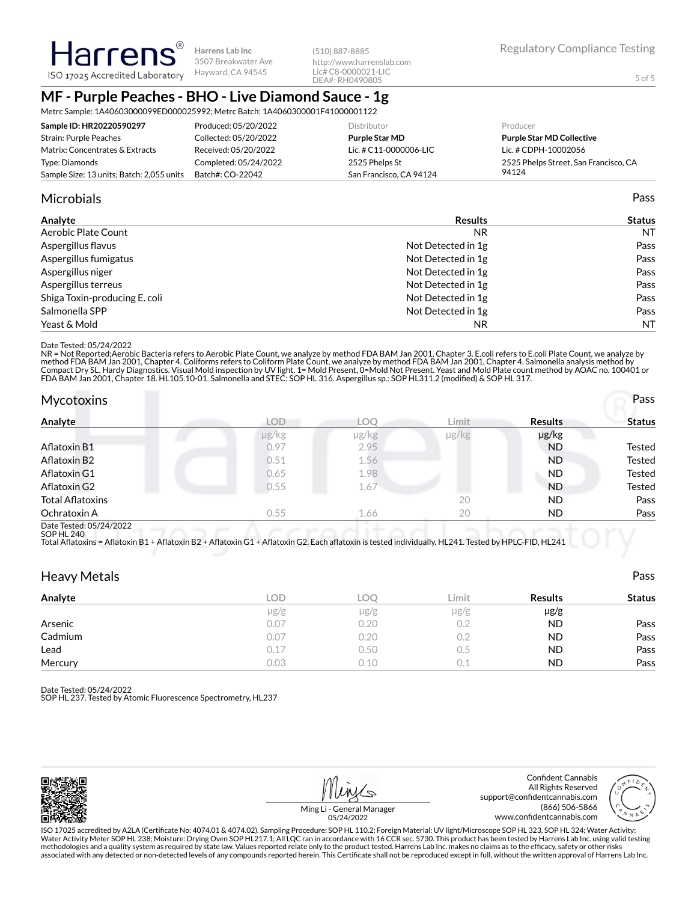Harrens® ISO 17025 Accredited Laboratory

Harrens Lab Inc
3507 Breakwater Ave
Hayward, CA 94545

(510) 887-8885
http://www.harrenslab.com
Lic# C8-0000021-LIC
DEA#: RH0490805

Regulatory Compliance Testing

# MF - Purple Peaches - BHO - Live Diamond Sauce - 1g

Metrc Sample: 1A40603000099ED000025992; Metrc Batch: 1A4060300001F41000001122

| | | | |
|---|---|---|---|
| **Sample ID: HR20220590297** | Produced: 05/20/2022 | Distributor | Producer |
| Strain: Purple Peaches | Collected: 05/20/2022 | **Purple Star MD** | **Purple Star MD Collective** |
| Matrix: Concentrates & Extracts | Received: 05/20/2022 | Lic. # C11-0000006-LIC | Lic. # CDPH-10002056 |
| Type: Diamonds | Completed: 05/24/2022 | 2525 Phelps St | 2525 Phelps Street, San Francisco, CA 94124 |
| Sample Size: 13 units; Batch: 2,055 units | Batch#: CO-22042 | San Francisco, CA 94124 | |

## Microbials

Pass

| Analyte | Results | Status |
|---|---|---|
| Aerobic Plate Count | NR | NT |
| Aspergillus flavus | Not Detected in 1g | Pass |
| Aspergillus fumigatus | Not Detected in 1g | Pass |
| Aspergillus niger | Not Detected in 1g | Pass |
| Aspergillus terreus | Not Detected in 1g | Pass |
| Shiga Toxin-producing E. coli | Not Detected in 1g | Pass |
| Salmonella SPP | Not Detected in 1g | Pass |
| Yeast & Mold | NR | NT |

Date Tested: 05/24/2022
NR = Not Reported;Aerobic Bacteria refers to Aerobic Plate Count, we analyze by method FDA BAM Jan 2001, Chapter 3. E.coli refers to E.coli Plate Count, we analyze by method FDA BAM Jan 2001, Chapter 4. Coliforms refers to Coliform Plate Count, we analyze by method FDA BAM Jan 2001, Chapter 4. Salmonella analysis method by Compact Dry SL, Hardy Diagnostics. Visual Mold inspection by UV light. 1= Mold Present, 0=Mold Not Present. Yeast and Mold Plate count method by AOAC no. 100401 or FDA BAM Jan 2001, Chapter 18. HL105.10-01. Salmonella and STEC: SOP HL 316. Aspergillus sp.: SOP HL311.2 (modified) & SOP HL 317.

## Mycotoxins

Pass

| Analyte | LOD | LOQ | Limit | Results | Status |
|---|---|---|---|---|---|
| | μg/kg | μg/kg | μg/kg | μg/kg | |
| Aflatoxin B1 | 0.97 | 2.95 | | ND | Tested |
| Aflatoxin B2 | 0.51 | 1.56 | | ND | Tested |
| Aflatoxin G1 | 0.65 | 1.98 | | ND | Tested |
| Aflatoxin G2 | 0.55 | 1.67 | | ND | Tested |
| Total Aflatoxins | | | 20 | ND | Pass |
| Ochratoxin A | 0.55 | 1.66 | 20 | ND | Pass |

Date Tested: 05/24/2022
SOP HL 240
Total Aflatoxins = Aflatoxin B1 + Aflatoxin B2 + Aflatoxin G1 + Aflatoxin G2. Each aflatoxin is tested individually. HL241. Tested by HPLC-FID, HL241

## Heavy Metals

Pass

| Analyte | LOD | LOQ | Limit | Results | Status |
|---|---|---|---|---|---|
| | μg/g | μg/g | μg/g | μg/g | |
| Arsenic | 0.07 | 0.20 | 0.2 | ND | Pass |
| Cadmium | 0.07 | 0.20 | 0.2 | ND | Pass |
| Lead | 0.17 | 0.50 | 0.5 | ND | Pass |
| Mercury | 0.03 | 0.10 | 0.1 | ND | Pass |

Date Tested: 05/24/2022
SOP HL 237. Tested by Atomic Fluorescence Spectrometry, HL237

Ming Li - General Manager
05/24/2022

Confident Cannabis
All Rights Reserved
support@confidentcannabis.com
(866) 506-5866
www.confidentcannabis.com

ISO 17025 accredited by A2LA (Certificate No: 4074.01 & 4074.02). Sampling Procedure: SOP HL 110.2; Foreign Material: UV light/Microscope SOP HL 323, SOP HL 324; Water Activity: Water Activity Meter SOP HL 238; Moisture: Drying Oven SOP HL217.1; All LQC ran in accordance with 16 CCR sec. 5730. This product has been tested by Harrens Lab Inc. using valid testing methodologies and a quality system as required by state law. Values reported relate only to the product tested. Harrens Lab Inc. makes no claims as to the efficacy, safety or other risks associated with any detected or non-detected levels of any compounds reported herein. This Certificate shall not be reproduced except in full, without the written approval of Harrens Lab Inc.